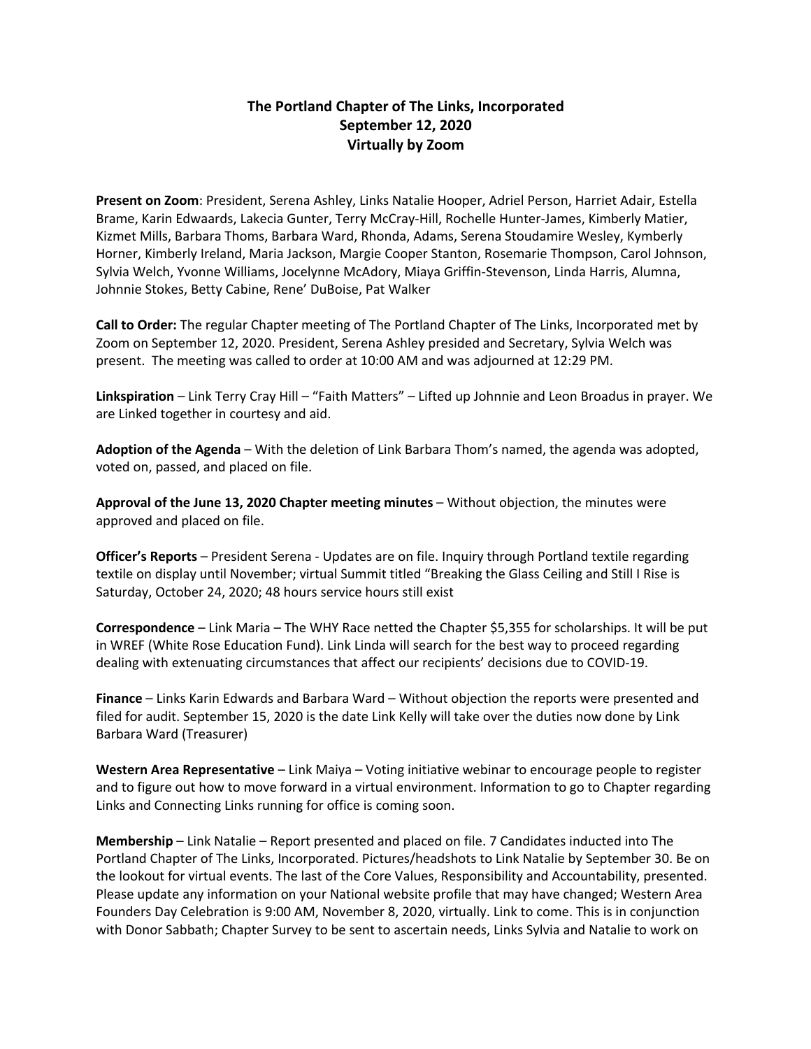**The Portland Chapter of The Links, Incorporated**
**September 12, 2020**
**Virtually by Zoom**

**Present on Zoom**: President, Serena Ashley, Links Natalie Hooper, Adriel Person, Harriet Adair, Estella Brame, Karin Edwaards, Lakecia Gunter, Terry McCray-Hill, Rochelle Hunter-James, Kimberly Matier, Kizmet Mills, Barbara Thoms, Barbara Ward, Rhonda, Adams, Serena Stoudamire Wesley, Kymberly Horner, Kimberly Ireland, Maria Jackson, Margie Cooper Stanton, Rosemarie Thompson, Carol Johnson, Sylvia Welch, Yvonne Williams, Jocelynne McAdory, Miaya Griffin-Stevenson, Linda Harris, Alumna, Johnnie Stokes, Betty Cabine, Rene' DuBoise, Pat Walker

**Call to Order:** The regular Chapter meeting of The Portland Chapter of The Links, Incorporated met by Zoom on September 12, 2020. President, Serena Ashley presided and Secretary, Sylvia Welch was present. The meeting was called to order at 10:00 AM and was adjourned at 12:29 PM.

**Linkspiration** – Link Terry Cray Hill – "Faith Matters" – Lifted up Johnnie and Leon Broadus in prayer. We are Linked together in courtesy and aid.

**Adoption of the Agenda** – With the deletion of Link Barbara Thom's named, the agenda was adopted, voted on, passed, and placed on file.

**Approval of the June 13, 2020 Chapter meeting minutes** – Without objection, the minutes were approved and placed on file.

**Officer's Reports** – President Serena - Updates are on file. Inquiry through Portland textile regarding textile on display until November; virtual Summit titled "Breaking the Glass Ceiling and Still I Rise is Saturday, October 24, 2020; 48 hours service hours still exist

**Correspondence** – Link Maria – The WHY Race netted the Chapter $5,355 for scholarships. It will be put in WREF (White Rose Education Fund). Link Linda will search for the best way to proceed regarding dealing with extenuating circumstances that affect our recipients' decisions due to COVID-19.

**Finance** – Links Karin Edwards and Barbara Ward – Without objection the reports were presented and filed for audit. September 15, 2020 is the date Link Kelly will take over the duties now done by Link Barbara Ward (Treasurer)

**Western Area Representative** – Link Maiya – Voting initiative webinar to encourage people to register and to figure out how to move forward in a virtual environment. Information to go to Chapter regarding Links and Connecting Links running for office is coming soon.

**Membership** – Link Natalie – Report presented and placed on file. 7 Candidates inducted into The Portland Chapter of The Links, Incorporated. Pictures/headshots to Link Natalie by September 30. Be on the lookout for virtual events. The last of the Core Values, Responsibility and Accountability, presented. Please update any information on your National website profile that may have changed; Western Area Founders Day Celebration is 9:00 AM, November 8, 2020, virtually. Link to come. This is in conjunction with Donor Sabbath; Chapter Survey to be sent to ascertain needs, Links Sylvia and Natalie to work on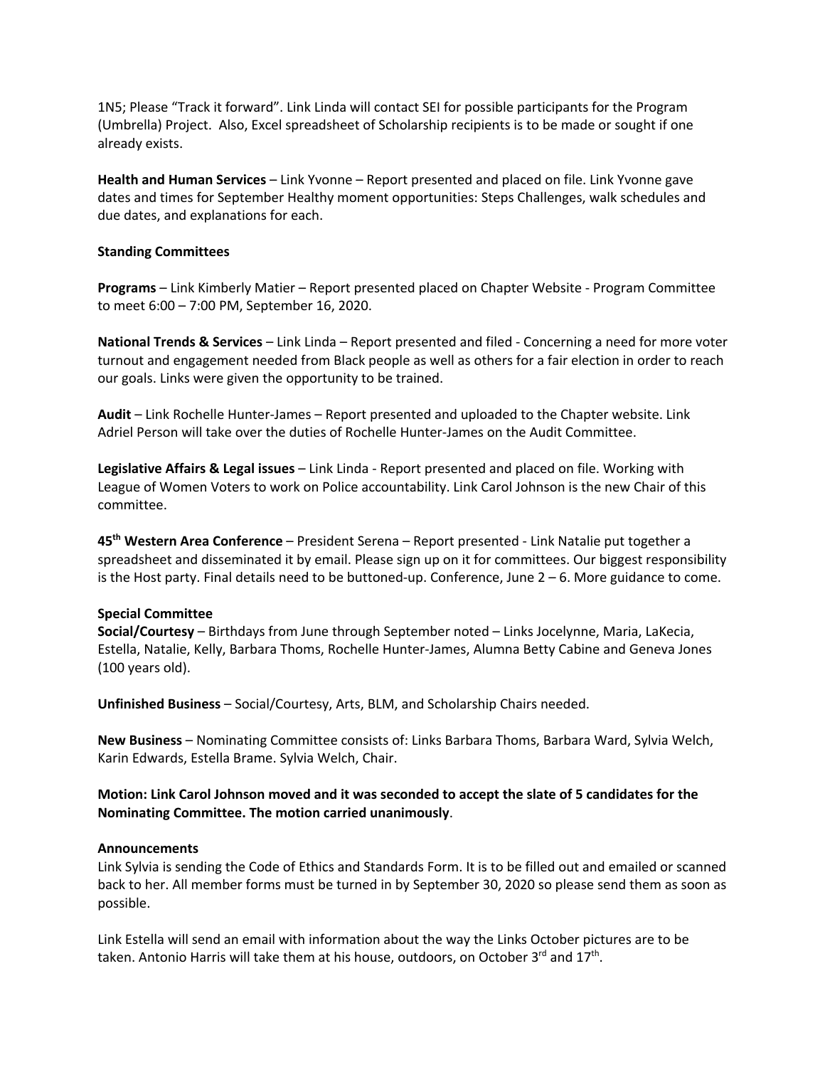1N5; Please "Track it forward". Link Linda will contact SEI for possible participants for the Program (Umbrella) Project. Also, Excel spreadsheet of Scholarship recipients is to be made or sought if one already exists.

**Health and Human Services** – Link Yvonne – Report presented and placed on file. Link Yvonne gave dates and times for September Healthy moment opportunities: Steps Challenges, walk schedules and due dates, and explanations for each.

**Standing Committees**

**Programs** – Link Kimberly Matier – Report presented placed on Chapter Website - Program Committee to meet 6:00 – 7:00 PM, September 16, 2020.

**National Trends & Services** – Link Linda – Report presented and filed - Concerning a need for more voter turnout and engagement needed from Black people as well as others for a fair election in order to reach our goals. Links were given the opportunity to be trained.

**Audit** – Link Rochelle Hunter-James – Report presented and uploaded to the Chapter website. Link Adriel Person will take over the duties of Rochelle Hunter-James on the Audit Committee.

**Legislative Affairs & Legal issues** – Link Linda - Report presented and placed on file. Working with League of Women Voters to work on Police accountability. Link Carol Johnson is the new Chair of this committee.

**45th Western Area Conference** – President Serena – Report presented - Link Natalie put together a spreadsheet and disseminated it by email. Please sign up on it for committees. Our biggest responsibility is the Host party. Final details need to be buttoned-up. Conference, June 2 – 6. More guidance to come.

**Special Committee**

**Social/Courtesy** – Birthdays from June through September noted – Links Jocelynne, Maria, LaKecia, Estella, Natalie, Kelly, Barbara Thoms, Rochelle Hunter-James, Alumna Betty Cabine and Geneva Jones (100 years old).

**Unfinished Business** – Social/Courtesy, Arts, BLM, and Scholarship Chairs needed.

**New Business** – Nominating Committee consists of: Links Barbara Thoms, Barbara Ward, Sylvia Welch, Karin Edwards, Estella Brame. Sylvia Welch, Chair.

**Motion: Link Carol Johnson moved and it was seconded to accept the slate of 5 candidates for the Nominating Committee. The motion carried unanimously**.

**Announcements**

Link Sylvia is sending the Code of Ethics and Standards Form. It is to be filled out and emailed or scanned back to her. All member forms must be turned in by September 30, 2020 so please send them as soon as possible.

Link Estella will send an email with information about the way the Links October pictures are to be taken. Antonio Harris will take them at his house, outdoors, on October 3rd and 17th.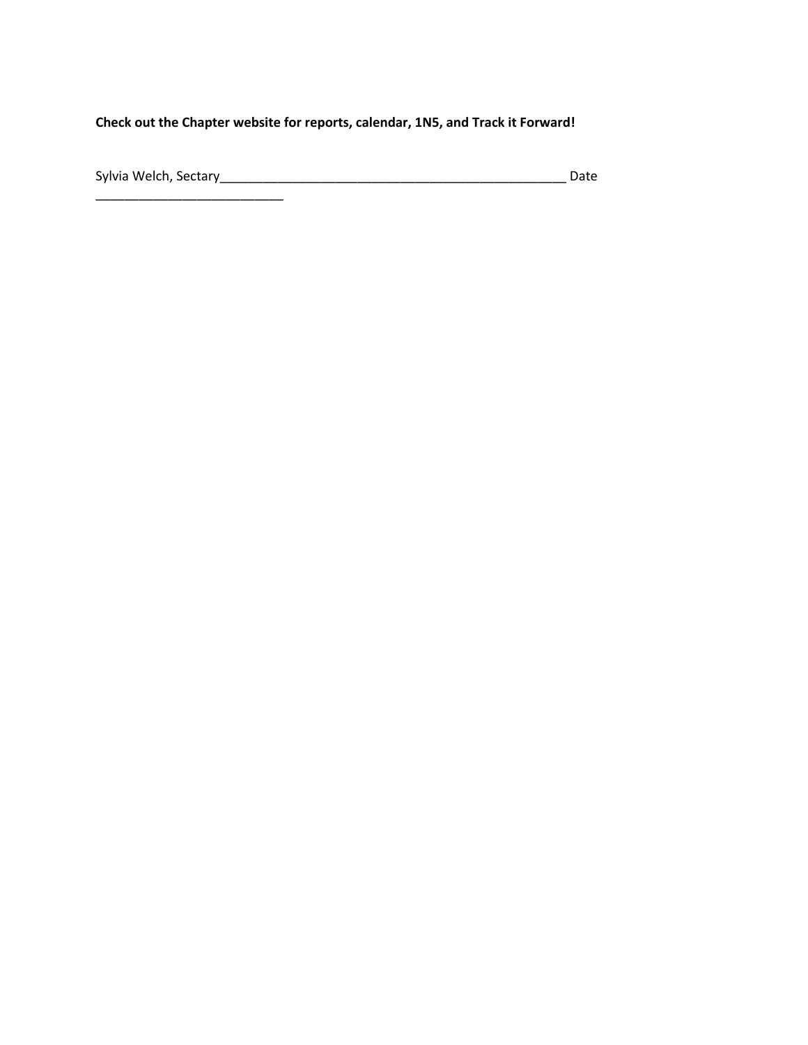**Check out the Chapter website for reports, calendar, 1N5, and Track it Forward!**

Sylvia Welch, Sectary__________________________________________________ Date __________________________